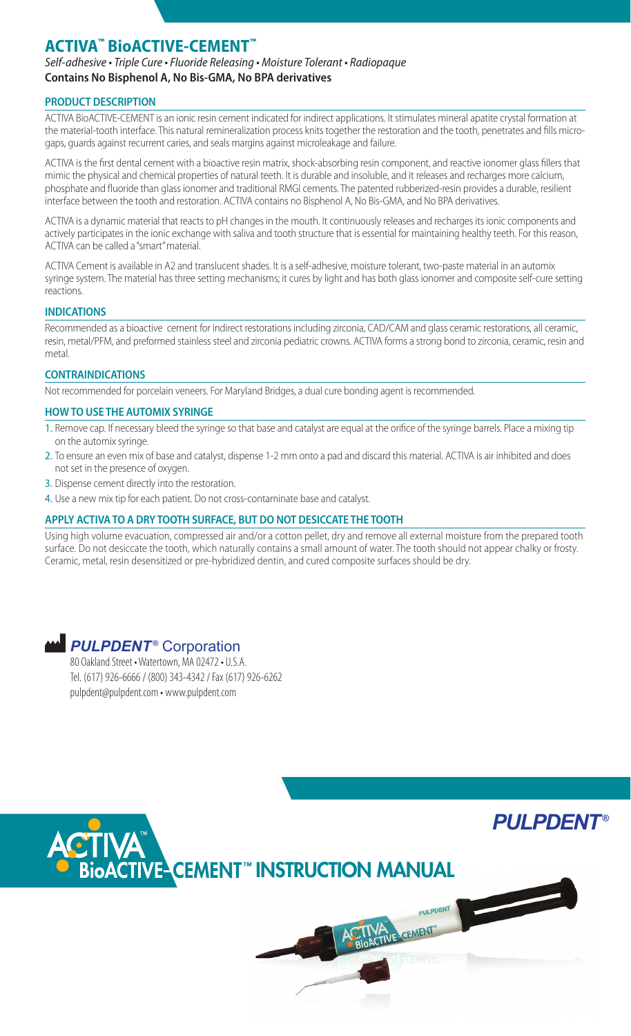# ACTIVA™ BioACTIVE-CEMENT™

*Self-adhesive • Triple Cure • Fluoride Releasing • Moisture Tolerant • Radiopaque*

**Contains No Bisphenol A, No Bis-GMA, No BPA derivatives**

## PRODUCT DESCRIPTION

ACTIVA BioACTIVE-CEMENT is an ionic resin cement indicated for indirect applications. It stimulates mineral apatite crystal formation at the material-tooth interface. This natural remineralization process knits together the restoration and the tooth, penetrates and fills micro-gaps, guards against recurrent caries, and seals margins against microleakage and failure.

ACTIVA is the first dental cement with a bioactive resin matrix, shock-absorbing resin component, and reactive ionomer glass fillers that mimic the physical and chemical properties of natural teeth. It is durable and insoluble, and it releases and recharges more calcium, phosphate and fluoride than glass ionomer and traditional RMGI cements. The patented rubberized-resin provides a durable, resilient interface between the tooth and restoration. ACTIVA contains no Bisphenol A, No Bis-GMA, and No BPA derivatives.

ACTIVA is a dynamic material that reacts to pH changes in the mouth. It continuously releases and recharges its ionic components and actively participates in the ionic exchange with saliva and tooth structure that is essential for maintaining healthy teeth. For this reason, ACTIVA can be called a "smart" material.

ACTIVA Cement is available in A2 and translucent shades. It is a self-adhesive, moisture tolerant, two-paste material in an automix syringe system. The material has three setting mechanisms; it cures by light and has both glass ionomer and composite self-cure setting reactions.

## INDICATIONS

Recommended as a bioactive cement for indirect restorations including zirconia, CAD/CAM and glass ceramic restorations, all ceramic, resin, metal/PFM, and preformed stainless steel and zirconia pediatric crowns. ACTIVA forms a strong bond to zirconia, ceramic, resin and metal.

## CONTRAINDICATIONS

Not recommended for porcelain veneers. For Maryland Bridges, a dual cure bonding agent is recommended.

## HOW TO USE THE AUTOMIX SYRINGE

1. Remove cap. If necessary bleed the syringe so that base and catalyst are equal at the orifice of the syringe barrels. Place a mixing tip on the automix syringe.
2. To ensure an even mix of base and catalyst, dispense 1-2 mm onto a pad and discard this material. ACTIVA is air inhibited and does not set in the presence of oxygen.
3. Dispense cement directly into the restoration.
4. Use a new mix tip for each patient. Do not cross-contaminate base and catalyst.

## APPLY ACTIVA TO A DRY TOOTH SURFACE, BUT DO NOT DESICCATE THE TOOTH

Using high volume evacuation, compressed air and/or a cotton pellet, dry and remove all external moisture from the prepared tooth surface. Do not desiccate the tooth, which naturally contains a small amount of water. The tooth should not appear chalky or frosty. Ceramic, metal, resin desensitized or pre-hybridized dentin, and cured composite surfaces should be dry.

**PULPDENT® Corporation**
80 Oakland Street • Watertown, MA 02472 • U.S.A.
Tel. (617) 926-6666 / (800) 343-4342 / Fax (617) 926-6262
pulpdent@pulpdent.com • www.pulpdent.com

**PULPDENT®**

# ACTIVA™ BioACTIVE-CEMENT™ INSTRUCTION MANUAL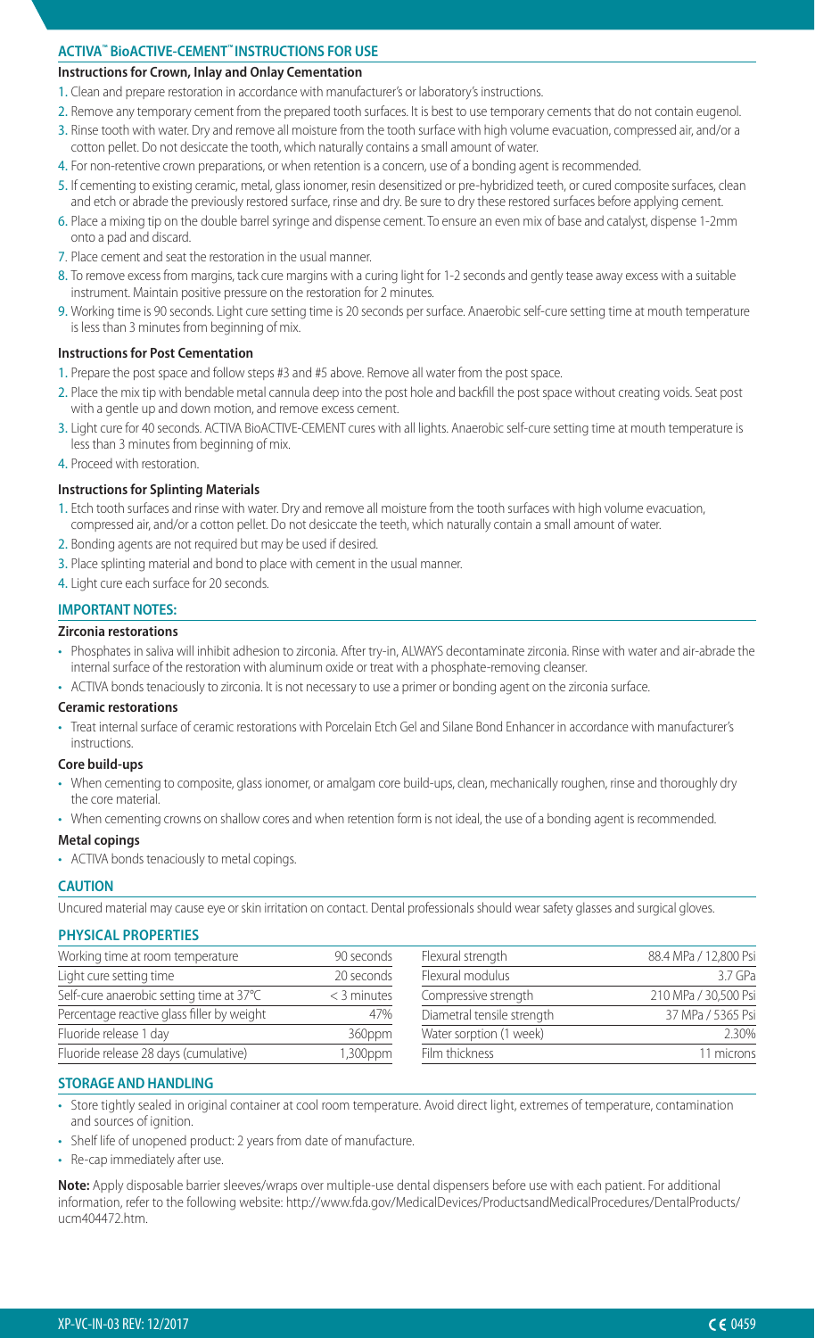## ACTIVA™ BioACTIVE-CEMENT™ INSTRUCTIONS FOR USE

### Instructions for Crown, Inlay and Onlay Cementation

1. Clean and prepare restoration in accordance with manufacturer's or laboratory's instructions.
2. Remove any temporary cement from the prepared tooth surfaces. It is best to use temporary cements that do not contain eugenol.
3. Rinse tooth with water. Dry and remove all moisture from the tooth surface with high volume evacuation, compressed air, and/or a cotton pellet. Do not desiccate the tooth, which naturally contains a small amount of water.
4. For non-retentive crown preparations, or when retention is a concern, use of a bonding agent is recommended.
5. If cementing to existing ceramic, metal, glass ionomer, resin desensitized or pre-hybridized teeth, or cured composite surfaces, clean and etch or abrade the previously restored surface, rinse and dry. Be sure to dry these restored surfaces before applying cement.
6. Place a mixing tip on the double barrel syringe and dispense cement. To ensure an even mix of base and catalyst, dispense 1-2mm onto a pad and discard.
7. Place cement and seat the restoration in the usual manner.
8. To remove excess from margins, tack cure margins with a curing light for 1-2 seconds and gently tease away excess with a suitable instrument. Maintain positive pressure on the restoration for 2 minutes.
9. Working time is 90 seconds. Light cure setting time is 20 seconds per surface. Anaerobic self-cure setting time at mouth temperature is less than 3 minutes from beginning of mix.

### Instructions for Post Cementation

1. Prepare the post space and follow steps #3 and #5 above. Remove all water from the post space.
2. Place the mix tip with bendable metal cannula deep into the post hole and backfill the post space without creating voids. Seat post with a gentle up and down motion, and remove excess cement.
3. Light cure for 40 seconds. ACTIVA BioACTIVE-CEMENT cures with all lights. Anaerobic self-cure setting time at mouth temperature is less than 3 minutes from beginning of mix.
4. Proceed with restoration.

### Instructions for Splinting Materials

1. Etch tooth surfaces and rinse with water. Dry and remove all moisture from the tooth surfaces with high volume evacuation, compressed air, and/or a cotton pellet. Do not desiccate the teeth, which naturally contain a small amount of water.
2. Bonding agents are not required but may be used if desired.
3. Place splinting material and bond to place with cement in the usual manner.
4. Light cure each surface for 20 seconds.

## IMPORTANT NOTES:

### Zirconia restorations

- Phosphates in saliva will inhibit adhesion to zirconia. After try-in, ALWAYS decontaminate zirconia. Rinse with water and air-abrade the internal surface of the restoration with aluminum oxide or treat with a phosphate-removing cleanser.
- ACTIVA bonds tenaciously to zirconia. It is not necessary to use a primer or bonding agent on the zirconia surface.

### Ceramic restorations

- Treat internal surface of ceramic restorations with Porcelain Etch Gel and Silane Bond Enhancer in accordance with manufacturer's instructions.

### Core build-ups

- When cementing to composite, glass ionomer, or amalgam core build-ups, clean, mechanically roughen, rinse and thoroughly dry the core material.
- When cementing crowns on shallow cores and when retention form is not ideal, the use of a bonding agent is recommended.

### Metal copings

- ACTIVA bonds tenaciously to metal copings.

## CAUTION

Uncured material may cause eye or skin irritation on contact. Dental professionals should wear safety glasses and surgical gloves.

## PHYSICAL PROPERTIES

| | |
|---|---|
| Working time at room temperature | 90 seconds |
| Light cure setting time | 20 seconds |
| Self-cure anaerobic setting time at 37°C | < 3 minutes |
| Percentage reactive glass filler by weight | 47% |
| Fluoride release 1 day | 360ppm |
| Fluoride release 28 days (cumulative) | 1,300ppm |
| Flexural strength | 88.4 MPa / 12,800 Psi |
| Flexural modulus | 3.7 GPa |
| Compressive strength | 210 MPa / 30,500 Psi |
| Diametral tensile strength | 37 MPa / 5365 Psi |
| Water sorption (1 week) | 2.30% |
| Film thickness | 11 microns |

## STORAGE AND HANDLING

- Store tightly sealed in original container at cool room temperature. Avoid direct light, extremes of temperature, contamination and sources of ignition.
- Shelf life of unopened product: 2 years from date of manufacture.
- Re-cap immediately after use.

**Note:** Apply disposable barrier sleeves/wraps over multiple-use dental dispensers before use with each patient. For additional information, refer to the following website: http://www.fda.gov/MedicalDevices/ProductsandMedicalProcedures/DentalProducts/ucm404472.htm.

XP-VC-IN-03 REV: 12/2017

CE 0459